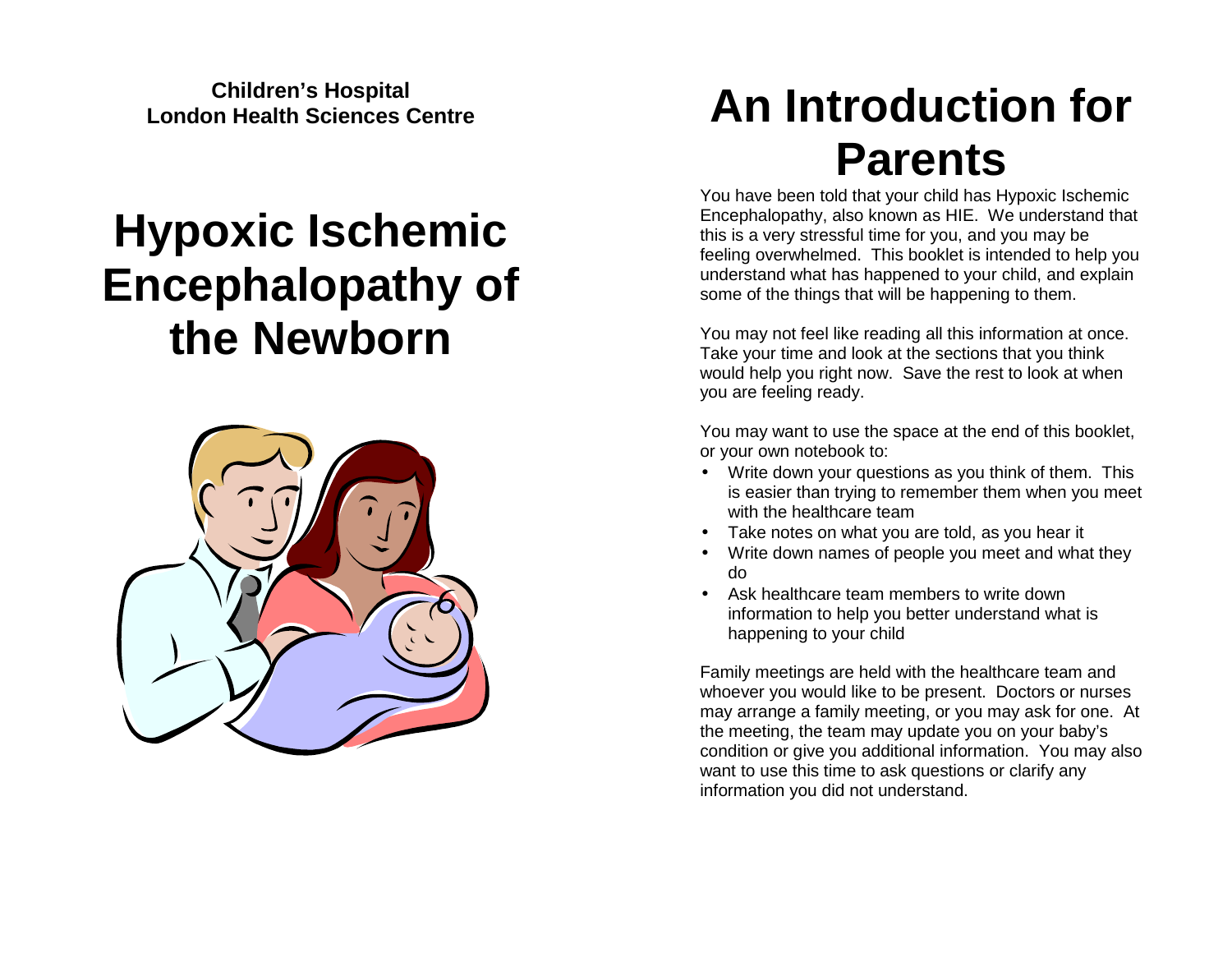**Children's Hospital**
**London Health Sciences Centre**

# Hypoxic Ischemic Encephalopathy of the Newborn

# An Introduction for Parents

You have been told that your child has Hypoxic Ischemic Encephalopathy, also known as HIE. We understand that this is a very stressful time for you, and you may be feeling overwhelmed. This booklet is intended to help you understand what has happened to your child, and explain some of the things that will be happening to them.

You may not feel like reading all this information at once. Take your time and look at the sections that you think would help you right now. Save the rest to look at when you are feeling ready.

You may want to use the space at the end of this booklet, or your own notebook to:

- Write down your questions as you think of them. This is easier than trying to remember them when you meet with the healthcare team
- Take notes on what you are told, as you hear it
- Write down names of people you meet and what they do
- Ask healthcare team members to write down information to help you better understand what is happening to your child

Family meetings are held with the healthcare team and whoever you would like to be present. Doctors or nurses may arrange a family meeting, or you may ask for one. At the meeting, the team may update you on your baby's condition or give you additional information. You may also want to use this time to ask questions or clarify any information you did not understand.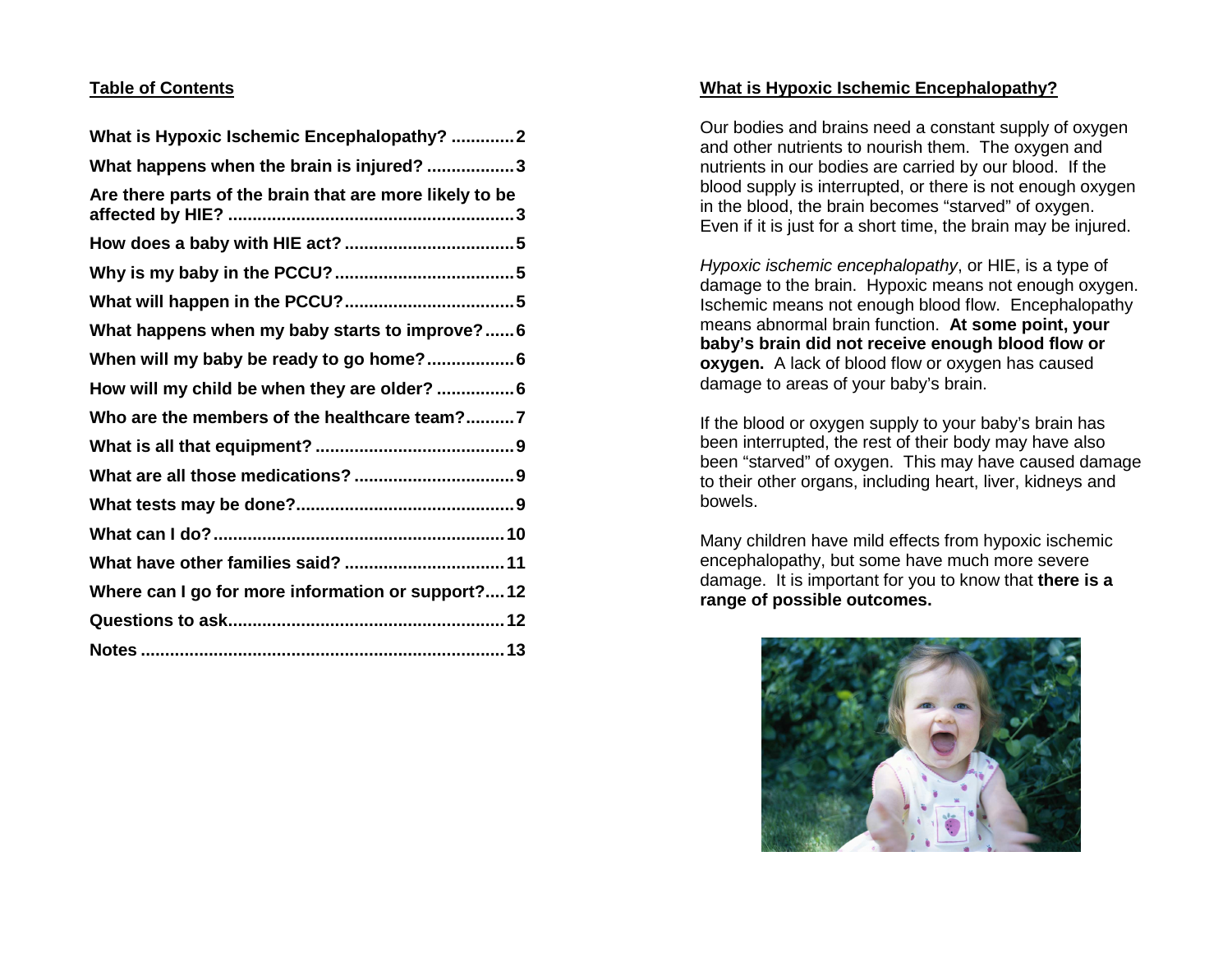## Table of Contents

| | |
|---|---|
| What is Hypoxic Ischemic Encephalopathy? | 2 |
| What happens when the brain is injured? | 3 |
| Are there parts of the brain that are more likely to be affected by HIE? | 3 |
| How does a baby with HIE act? | 5 |
| Why is my baby in the PCCU? | 5 |
| What will happen in the PCCU? | 5 |
| What happens when my baby starts to improve? | 6 |
| When will my baby be ready to go home? | 6 |
| How will my child be when they are older? | 6 |
| Who are the members of the healthcare team? | 7 |
| What is all that equipment? | 9 |
| What are all those medications? | 9 |
| What tests may be done? | 9 |
| What can I do? | 10 |
| What have other families said? | 11 |
| Where can I go for more information or support? | 12 |
| Questions to ask | 12 |
| Notes | 13 |

## What is Hypoxic Ischemic Encephalopathy?

Our bodies and brains need a constant supply of oxygen and other nutrients to nourish them. The oxygen and nutrients in our bodies are carried by our blood. If the blood supply is interrupted, or there is not enough oxygen in the blood, the brain becomes "starved" of oxygen. Even if it is just for a short time, the brain may be injured.

*Hypoxic ischemic encephalopathy*, or HIE, is a type of damage to the brain. Hypoxic means not enough oxygen. Ischemic means not enough blood flow. Encephalopathy means abnormal brain function. **At some point, your baby's brain did not receive enough blood flow or oxygen.** A lack of blood flow or oxygen has caused damage to areas of your baby's brain.

If the blood or oxygen supply to your baby's brain has been interrupted, the rest of their body may have also been "starved" of oxygen. This may have caused damage to their other organs, including heart, liver, kidneys and bowels.

Many children have mild effects from hypoxic ischemic encephalopathy, but some have much more severe damage. It is important for you to know that **there is a range of possible outcomes.**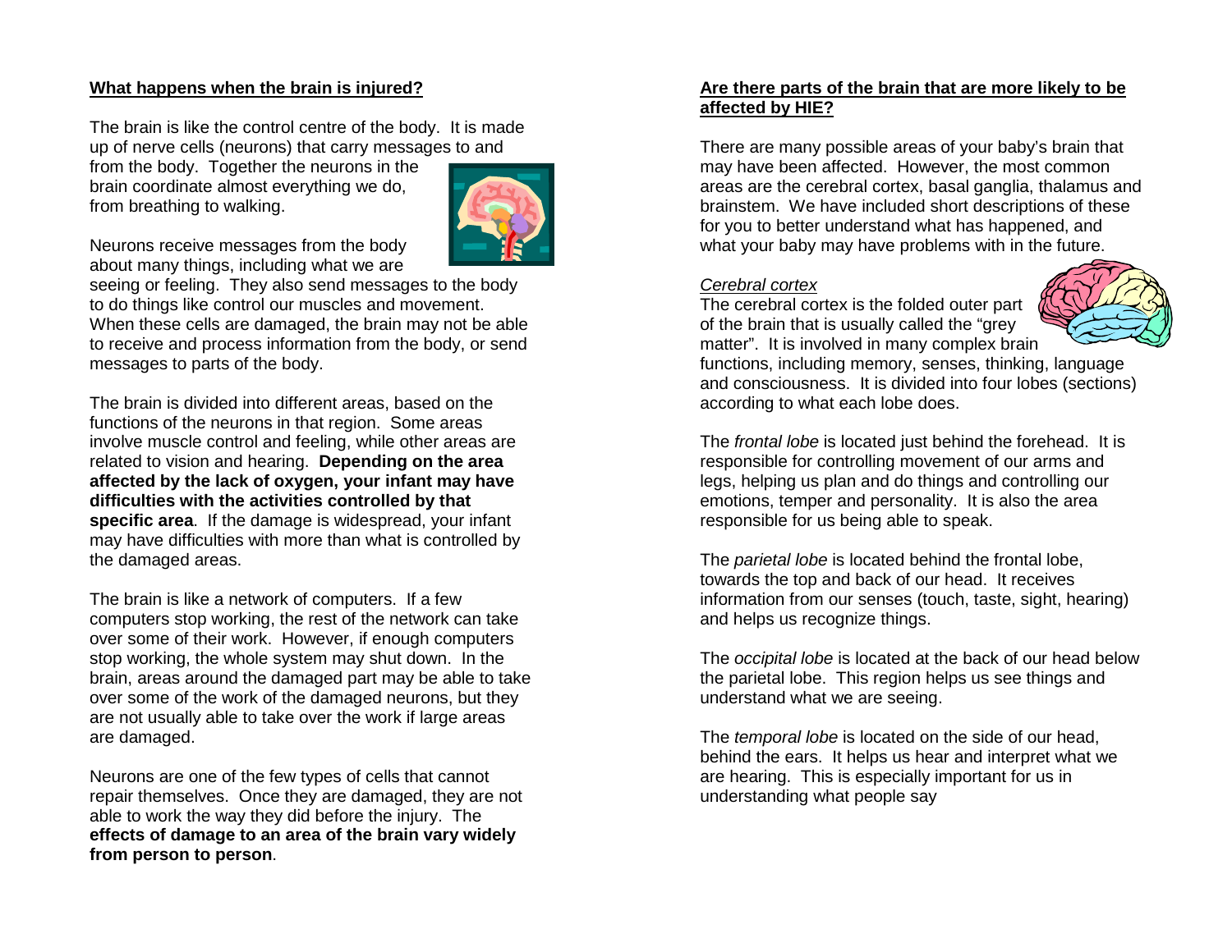## What happens when the brain is injured?

The brain is like the control centre of the body. It is made up of nerve cells (neurons) that carry messages to and from the body. Together the neurons in the brain coordinate almost everything we do, from breathing to walking.

Neurons receive messages from the body about many things, including what we are seeing or feeling. They also send messages to the body to do things like control our muscles and movement. When these cells are damaged, the brain may not be able to receive and process information from the body, or send messages to parts of the body.

The brain is divided into different areas, based on the functions of the neurons in that region. Some areas involve muscle control and feeling, while other areas are related to vision and hearing. **Depending on the area affected by the lack of oxygen, your infant may have difficulties with the activities controlled by that specific area**. If the damage is widespread, your infant may have difficulties with more than what is controlled by the damaged areas.

The brain is like a network of computers. If a few computers stop working, the rest of the network can take over some of their work. However, if enough computers stop working, the whole system may shut down. In the brain, areas around the damaged part may be able to take over some of the work of the damaged neurons, but they are not usually able to take over the work if large areas are damaged.

Neurons are one of the few types of cells that cannot repair themselves. Once they are damaged, they are not able to work the way they did before the injury. The **effects of damage to an area of the brain vary widely from person to person**.

## Are there parts of the brain that are more likely to be affected by HIE?

There are many possible areas of your baby's brain that may have been affected. However, the most common areas are the cerebral cortex, basal ganglia, thalamus and brainstem. We have included short descriptions of these for you to better understand what has happened, and what your baby may have problems with in the future.

### *Cerebral cortex*

The cerebral cortex is the folded outer part of the brain that is usually called the "grey matter". It is involved in many complex brain functions, including memory, senses, thinking, language and consciousness. It is divided into four lobes (sections) according to what each lobe does.

The *frontal lobe* is located just behind the forehead. It is responsible for controlling movement of our arms and legs, helping us plan and do things and controlling our emotions, temper and personality. It is also the area responsible for us being able to speak.

The *parietal lobe* is located behind the frontal lobe, towards the top and back of our head. It receives information from our senses (touch, taste, sight, hearing) and helps us recognize things.

The *occipital lobe* is located at the back of our head below the parietal lobe. This region helps us see things and understand what we are seeing.

The *temporal lobe* is located on the side of our head, behind the ears. It helps us hear and interpret what we are hearing. This is especially important for us in understanding what people say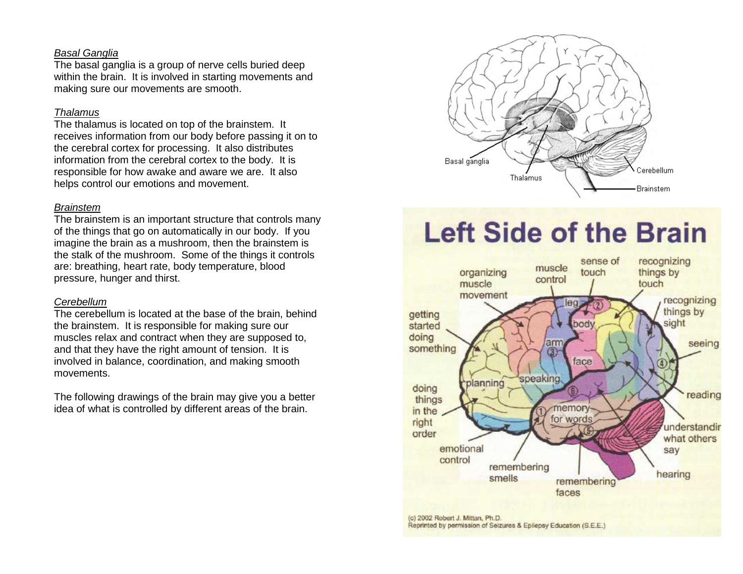*Basal Ganglia*

The basal ganglia is a group of nerve cells buried deep within the brain. It is involved in starting movements and making sure our movements are smooth.

*Thalamus*

The thalamus is located on top of the brainstem. It receives information from our body before passing it on to the cerebral cortex for processing. It also distributes information from the cerebral cortex to the body. It is responsible for how awake and aware we are. It also helps control our emotions and movement.

*Brainstem*

The brainstem is an important structure that controls many of the things that go on automatically in our body. If you imagine the brain as a mushroom, then the brainstem is the stalk of the mushroom. Some of the things it controls are: breathing, heart rate, body temperature, blood pressure, hunger and thirst.

*Cerebellum*

The cerebellum is located at the base of the brain, behind the brainstem. It is responsible for making sure our muscles relax and contract when they are supposed to, and that they have the right amount of tension. It is involved in balance, coordination, and making smooth movements.

The following drawings of the brain may give you a better idea of what is controlled by different areas of the brain.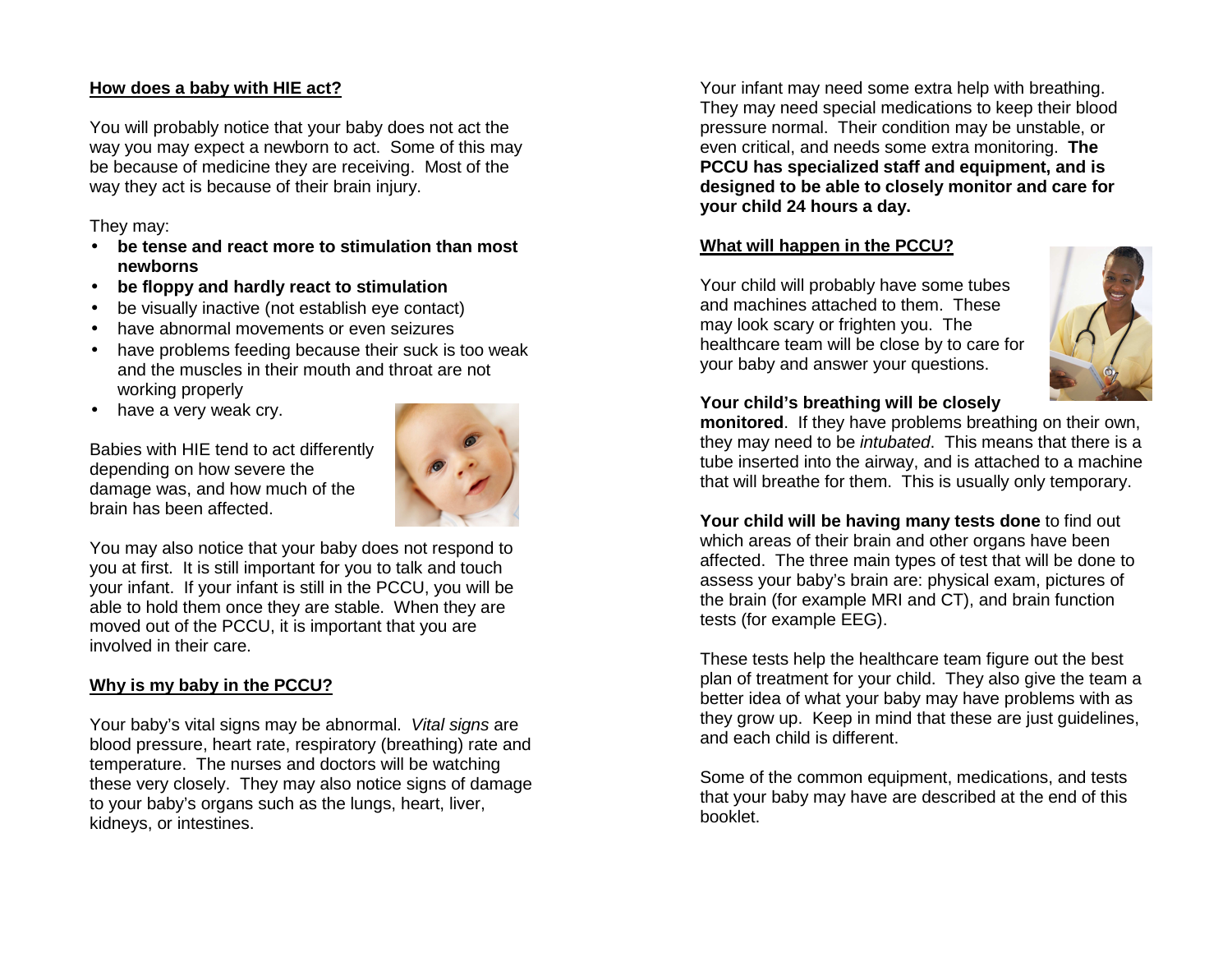## How does a baby with HIE act?

You will probably notice that your baby does not act the way you may expect a newborn to act. Some of this may be because of medicine they are receiving. Most of the way they act is because of their brain injury.

They may:

- **be tense and react more to stimulation than most newborns**
- **be floppy and hardly react to stimulation**
- be visually inactive (not establish eye contact)
- have abnormal movements or even seizures
- have problems feeding because their suck is too weak and the muscles in their mouth and throat are not working properly
- have a very weak cry.

Babies with HIE tend to act differently depending on how severe the damage was, and how much of the brain has been affected.

You may also notice that your baby does not respond to you at first. It is still important for you to talk and touch your infant. If your infant is still in the PCCU, you will be able to hold them once they are stable. When they are moved out of the PCCU, it is important that you are involved in their care.

## Why is my baby in the PCCU?

Your baby's vital signs may be abnormal. *Vital signs* are blood pressure, heart rate, respiratory (breathing) rate and temperature. The nurses and doctors will be watching these very closely. They may also notice signs of damage to your baby's organs such as the lungs, heart, liver, kidneys, or intestines.

Your infant may need some extra help with breathing. They may need special medications to keep their blood pressure normal. Their condition may be unstable, or even critical, and needs some extra monitoring. **The PCCU has specialized staff and equipment, and is designed to be able to closely monitor and care for your child 24 hours a day.**

## What will happen in the PCCU?

Your child will probably have some tubes and machines attached to them. These may look scary or frighten you. The healthcare team will be close by to care for your baby and answer your questions.

**Your child's breathing will be closely monitored**. If they have problems breathing on their own, they may need to be *intubated*. This means that there is a tube inserted into the airway, and is attached to a machine that will breathe for them. This is usually only temporary.

**Your child will be having many tests done** to find out which areas of their brain and other organs have been affected. The three main types of test that will be done to assess your baby's brain are: physical exam, pictures of the brain (for example MRI and CT), and brain function tests (for example EEG).

These tests help the healthcare team figure out the best plan of treatment for your child. They also give the team a better idea of what your baby may have problems with as they grow up. Keep in mind that these are just guidelines, and each child is different.

Some of the common equipment, medications, and tests that your baby may have are described at the end of this booklet.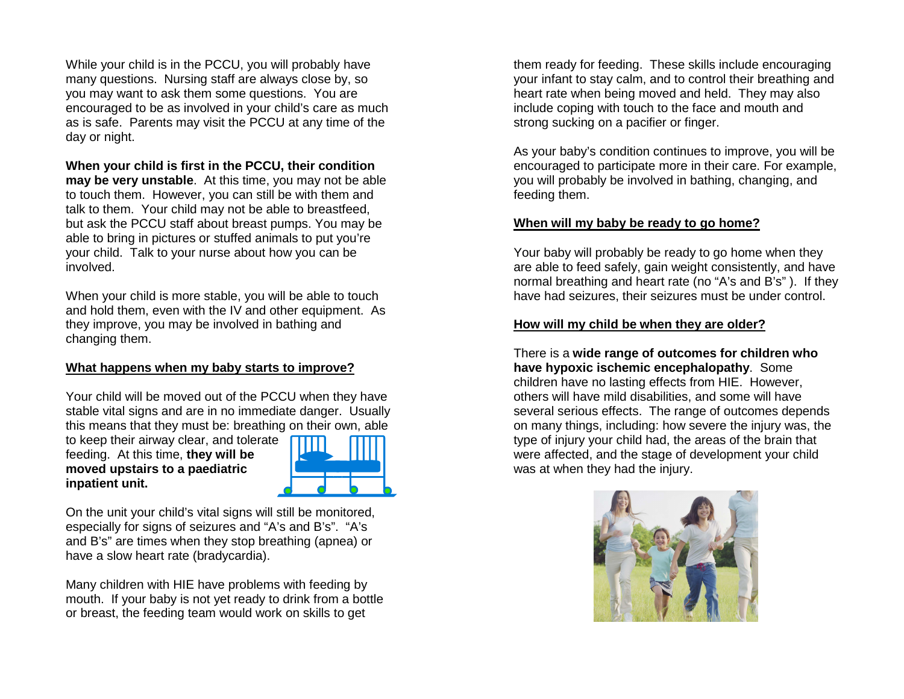While your child is in the PCCU, you will probably have many questions. Nursing staff are always close by, so you may want to ask them some questions. You are encouraged to be as involved in your child's care as much as is safe. Parents may visit the PCCU at any time of the day or night.

**When your child is first in the PCCU, their condition may be very unstable**. At this time, you may not be able to touch them. However, you can still be with them and talk to them. Your child may not be able to breastfeed, but ask the PCCU staff about breast pumps. You may be able to bring in pictures or stuffed animals to put you're your child. Talk to your nurse about how you can be involved.

When your child is more stable, you will be able to touch and hold them, even with the IV and other equipment. As they improve, you may be involved in bathing and changing them.

## What happens when my baby starts to improve?

Your child will be moved out of the PCCU when they have stable vital signs and are in no immediate danger. Usually this means that they must be: breathing on their own, able to keep their airway clear, and tolerate feeding. At this time, **they will be moved upstairs to a paediatric inpatient unit.**

On the unit your child's vital signs will still be monitored, especially for signs of seizures and "A's and B's". "A's and B's" are times when they stop breathing (apnea) or have a slow heart rate (bradycardia).

Many children with HIE have problems with feeding by mouth. If your baby is not yet ready to drink from a bottle or breast, the feeding team would work on skills to get them ready for feeding. These skills include encouraging your infant to stay calm, and to control their breathing and heart rate when being moved and held. They may also include coping with touch to the face and mouth and strong sucking on a pacifier or finger.

As your baby's condition continues to improve, you will be encouraged to participate more in their care. For example, you will probably be involved in bathing, changing, and feeding them.

## When will my baby be ready to go home?

Your baby will probably be ready to go home when they are able to feed safely, gain weight consistently, and have normal breathing and heart rate (no "A's and B's" ). If they have had seizures, their seizures must be under control.

## How will my child be when they are older?

There is a **wide range of outcomes for children who have hypoxic ischemic encephalopathy**. Some children have no lasting effects from HIE. However, others will have mild disabilities, and some will have several serious effects. The range of outcomes depends on many things, including: how severe the injury was, the type of injury your child had, the areas of the brain that were affected, and the stage of development your child was at when they had the injury.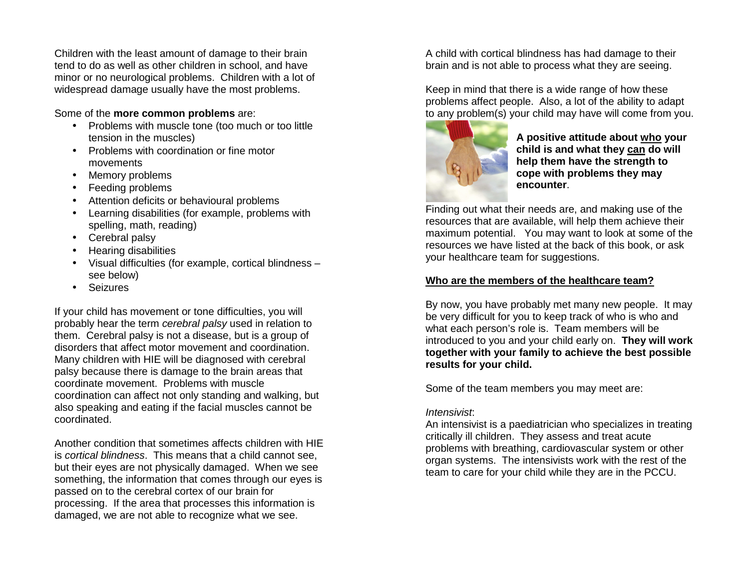Children with the least amount of damage to their brain tend to do as well as other children in school, and have minor or no neurological problems. Children with a lot of widespread damage usually have the most problems.

Some of the **more common problems** are:

- Problems with muscle tone (too much or too little tension in the muscles)
- Problems with coordination or fine motor movements
- Memory problems
- Feeding problems
- Attention deficits or behavioural problems
- Learning disabilities (for example, problems with spelling, math, reading)
- Cerebral palsy
- Hearing disabilities
- Visual difficulties (for example, cortical blindness – see below)
- Seizures

If your child has movement or tone difficulties, you will probably hear the term *cerebral palsy* used in relation to them. Cerebral palsy is not a disease, but is a group of disorders that affect motor movement and coordination. Many children with HIE will be diagnosed with cerebral palsy because there is damage to the brain areas that coordinate movement. Problems with muscle coordination can affect not only standing and walking, but also speaking and eating if the facial muscles cannot be coordinated.

Another condition that sometimes affects children with HIE is *cortical blindness*. This means that a child cannot see, but their eyes are not physically damaged. When we see something, the information that comes through our eyes is passed on to the cerebral cortex of our brain for processing. If the area that processes this information is damaged, we are not able to recognize what we see.

A child with cortical blindness has had damage to their brain and is not able to process what they are seeing.

Keep in mind that there is a wide range of how these problems affect people. Also, a lot of the ability to adapt to any problem(s) your child may have will come from you.

**A positive attitude about <u>who</u> your child is and what they <u>can</u> do will help them have the strength to cope with problems they may encounter**.

Finding out what their needs are, and making use of the resources that are available, will help them achieve their maximum potential. You may want to look at some of the resources we have listed at the back of this book, or ask your healthcare team for suggestions.

## <u>Who are the members of the healthcare team?</u>

By now, you have probably met many new people. It may be very difficult for you to keep track of who is who and what each person's role is. Team members will be introduced to you and your child early on. **They will work together with your family to achieve the best possible results for your child.**

Some of the team members you may meet are:

*Intensivist*:
An intensivist is a paediatrician who specializes in treating critically ill children. They assess and treat acute problems with breathing, cardiovascular system or other organ systems. The intensivists work with the rest of the team to care for your child while they are in the PCCU.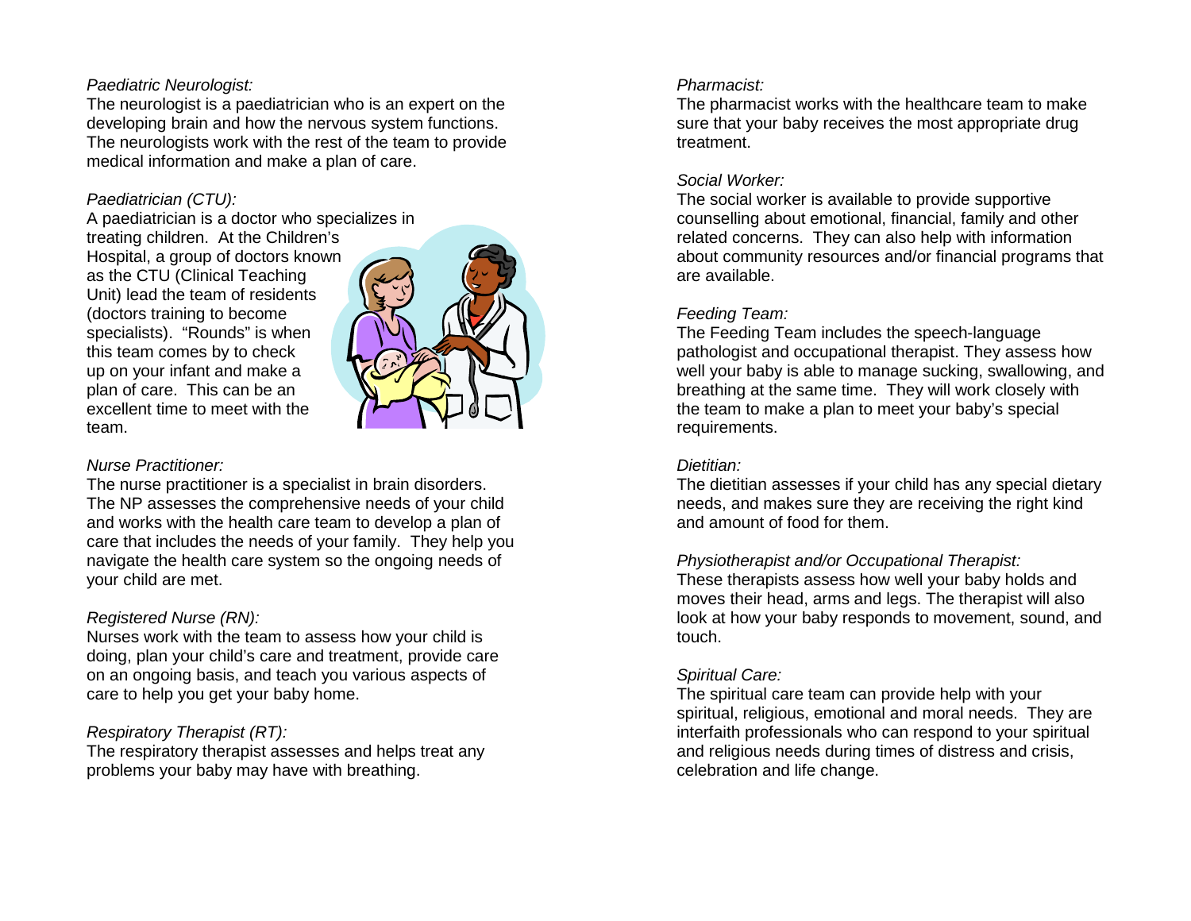*Paediatric Neurologist:*

The neurologist is a paediatrician who is an expert on the developing brain and how the nervous system functions. The neurologists work with the rest of the team to provide medical information and make a plan of care.

*Paediatrician (CTU):*

A paediatrician is a doctor who specializes in treating children. At the Children's Hospital, a group of doctors known as the CTU (Clinical Teaching Unit) lead the team of residents (doctors training to become specialists). "Rounds" is when this team comes by to check up on your infant and make a plan of care. This can be an excellent time to meet with the team.

*Nurse Practitioner:*

The nurse practitioner is a specialist in brain disorders. The NP assesses the comprehensive needs of your child and works with the health care team to develop a plan of care that includes the needs of your family. They help you navigate the health care system so the ongoing needs of your child are met.

*Registered Nurse (RN):*

Nurses work with the team to assess how your child is doing, plan your child's care and treatment, provide care on an ongoing basis, and teach you various aspects of care to help you get your baby home.

*Respiratory Therapist (RT):*

The respiratory therapist assesses and helps treat any problems your baby may have with breathing.

*Pharmacist:*

The pharmacist works with the healthcare team to make sure that your baby receives the most appropriate drug treatment.

*Social Worker:*

The social worker is available to provide supportive counselling about emotional, financial, family and other related concerns. They can also help with information about community resources and/or financial programs that are available.

*Feeding Team:*

The Feeding Team includes the speech-language pathologist and occupational therapist. They assess how well your baby is able to manage sucking, swallowing, and breathing at the same time. They will work closely with the team to make a plan to meet your baby's special requirements.

*Dietitian:*

The dietitian assesses if your child has any special dietary needs, and makes sure they are receiving the right kind and amount of food for them.

*Physiotherapist and/or Occupational Therapist:*

These therapists assess how well your baby holds and moves their head, arms and legs. The therapist will also look at how your baby responds to movement, sound, and touch.

*Spiritual Care:*

The spiritual care team can provide help with your spiritual, religious, emotional and moral needs. They are interfaith professionals who can respond to your spiritual and religious needs during times of distress and crisis, celebration and life change.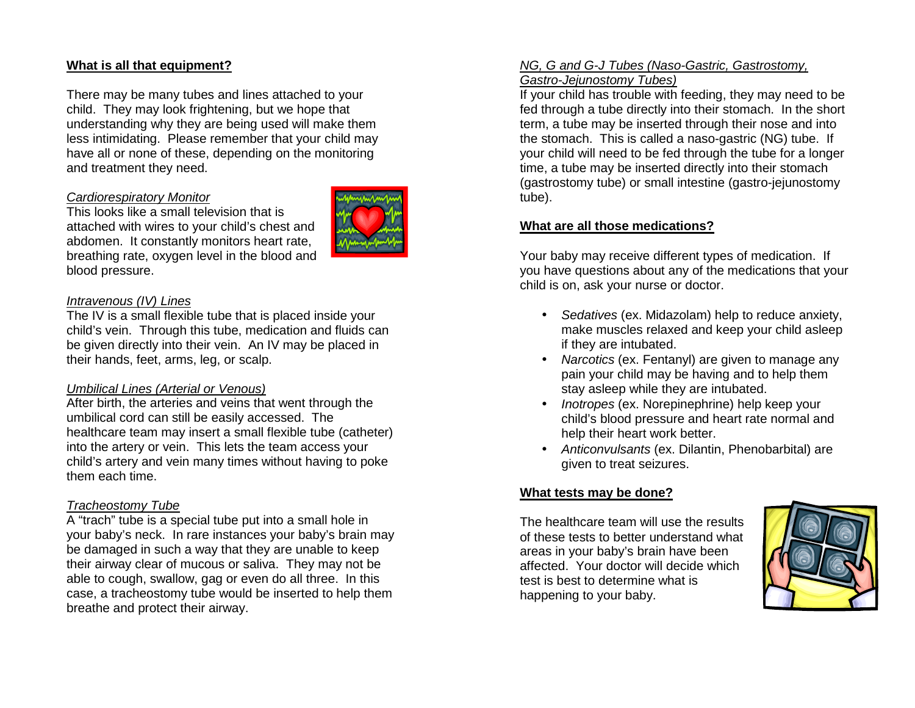## What is all that equipment?

There may be many tubes and lines attached to your child. They may look frightening, but we hope that understanding why they are being used will make them less intimidating. Please remember that your child may have all or none of these, depending on the monitoring and treatment they need.

### *Cardiorespiratory Monitor*

This looks like a small television that is attached with wires to your child's chest and abdomen. It constantly monitors heart rate, breathing rate, oxygen level in the blood and blood pressure.

### *Intravenous (IV) Lines*

The IV is a small flexible tube that is placed inside your child's vein. Through this tube, medication and fluids can be given directly into their vein. An IV may be placed in their hands, feet, arms, leg, or scalp.

### *Umbilical Lines (Arterial or Venous)*

After birth, the arteries and veins that went through the umbilical cord can still be easily accessed. The healthcare team may insert a small flexible tube (catheter) into the artery or vein. This lets the team access your child's artery and vein many times without having to poke them each time.

### *Tracheostomy Tube*

A "trach" tube is a special tube put into a small hole in your baby's neck. In rare instances your baby's brain may be damaged in such a way that they are unable to keep their airway clear of mucous or saliva. They may not be able to cough, swallow, gag or even do all three. In this case, a tracheostomy tube would be inserted to help them breathe and protect their airway.

### *NG, G and G-J Tubes (Naso-Gastric, Gastrostomy, Gastro-Jejunostomy Tubes)*

If your child has trouble with feeding, they may need to be fed through a tube directly into their stomach. In the short term, a tube may be inserted through their nose and into the stomach. This is called a naso-gastric (NG) tube. If your child will need to be fed through the tube for a longer time, a tube may be inserted directly into their stomach (gastrostomy tube) or small intestine (gastro-jejunostomy tube).

## What are all those medications?

Your baby may receive different types of medication. If you have questions about any of the medications that your child is on, ask your nurse or doctor.

- *Sedatives* (ex. Midazolam) help to reduce anxiety, make muscles relaxed and keep your child asleep if they are intubated.
- *Narcotics* (ex. Fentanyl) are given to manage any pain your child may be having and to help them stay asleep while they are intubated.
- *Inotropes* (ex. Norepinephrine) help keep your child's blood pressure and heart rate normal and help their heart work better.
- *Anticonvulsants* (ex. Dilantin, Phenobarbital) are given to treat seizures.

## What tests may be done?

The healthcare team will use the results of these tests to better understand what areas in your baby's brain have been affected. Your doctor will decide which test is best to determine what is happening to your baby.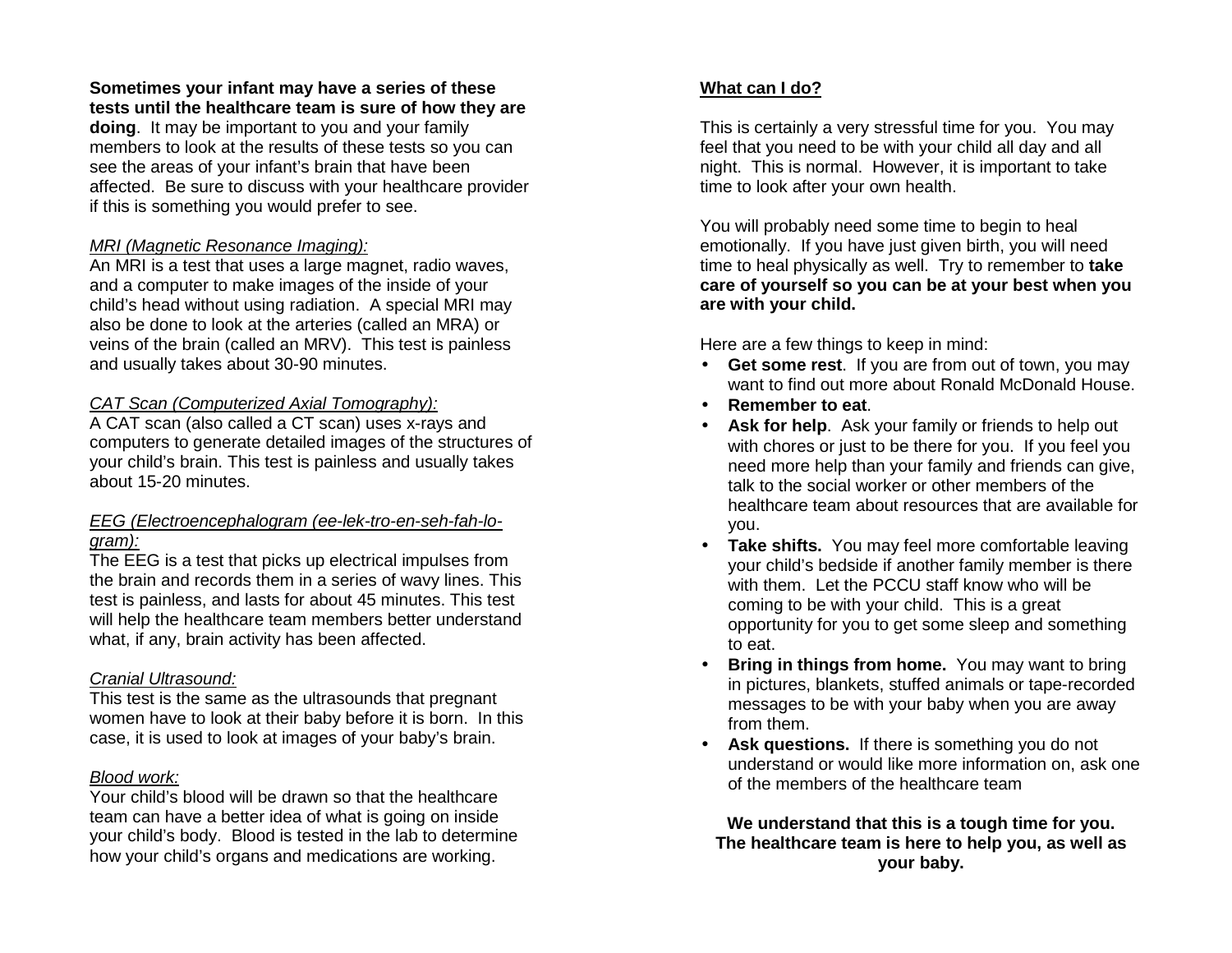**Sometimes your infant may have a series of these tests until the healthcare team is sure of how they are doing**. It may be important to you and your family members to look at the results of these tests so you can see the areas of your infant's brain that have been affected. Be sure to discuss with your healthcare provider if this is something you would prefer to see.

*MRI (Magnetic Resonance Imaging):*
An MRI is a test that uses a large magnet, radio waves, and a computer to make images of the inside of your child's head without using radiation. A special MRI may also be done to look at the arteries (called an MRA) or veins of the brain (called an MRV). This test is painless and usually takes about 30-90 minutes.

*CAT Scan (Computerized Axial Tomography):*
A CAT scan (also called a CT scan) uses x-rays and computers to generate detailed images of the structures of your child's brain. This test is painless and usually takes about 15-20 minutes.

*EEG (Electroencephalogram (ee-lek-tro-en-seh-fah-lo-gram):*
The EEG is a test that picks up electrical impulses from the brain and records them in a series of wavy lines. This test is painless, and lasts for about 45 minutes. This test will help the healthcare team members better understand what, if any, brain activity has been affected.

*Cranial Ultrasound:*
This test is the same as the ultrasounds that pregnant women have to look at their baby before it is born. In this case, it is used to look at images of your baby's brain.

*Blood work:*
Your child's blood will be drawn so that the healthcare team can have a better idea of what is going on inside your child's body. Blood is tested in the lab to determine how your child's organs and medications are working.

**What can I do?**

This is certainly a very stressful time for you. You may feel that you need to be with your child all day and all night. This is normal. However, it is important to take time to look after your own health.

You will probably need some time to begin to heal emotionally. If you have just given birth, you will need time to heal physically as well. Try to remember to **take care of yourself so you can be at your best when you are with your child.**

Here are a few things to keep in mind:

- **Get some rest**. If you are from out of town, you may want to find out more about Ronald McDonald House.
- **Remember to eat**.
- **Ask for help**. Ask your family or friends to help out with chores or just to be there for you. If you feel you need more help than your family and friends can give, talk to the social worker or other members of the healthcare team about resources that are available for you.
- **Take shifts.** You may feel more comfortable leaving your child's bedside if another family member is there with them. Let the PCCU staff know who will be coming to be with your child. This is a great opportunity for you to get some sleep and something to eat.
- **Bring in things from home.** You may want to bring in pictures, blankets, stuffed animals or tape-recorded messages to be with your baby when you are away from them.
- **Ask questions.** If there is something you do not understand or would like more information on, ask one of the members of the healthcare team

**We understand that this is a tough time for you. The healthcare team is here to help you, as well as your baby.**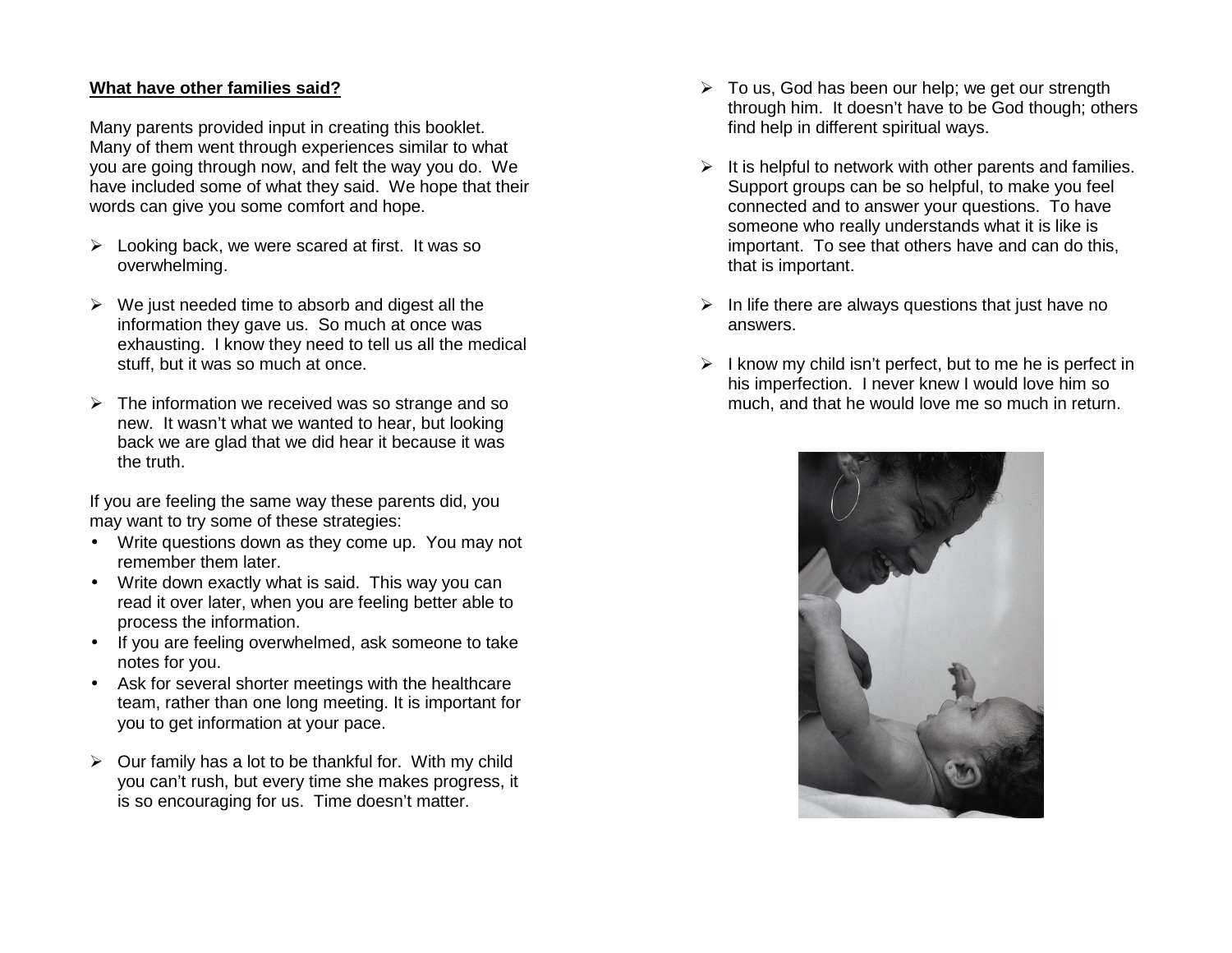**What have other families said?**

Many parents provided input in creating this booklet. Many of them went through experiences similar to what you are going through now, and felt the way you do. We have included some of what they said. We hope that their words can give you some comfort and hope.

- Looking back, we were scared at first. It was so overwhelming.
- We just needed time to absorb and digest all the information they gave us. So much at once was exhausting. I know they need to tell us all the medical stuff, but it was so much at once.
- The information we received was so strange and so new. It wasn't what we wanted to hear, but looking back we are glad that we did hear it because it was the truth.

If you are feeling the same way these parents did, you may want to try some of these strategies:

- Write questions down as they come up. You may not remember them later.
- Write down exactly what is said. This way you can read it over later, when you are feeling better able to process the information.
- If you are feeling overwhelmed, ask someone to take notes for you.
- Ask for several shorter meetings with the healthcare team, rather than one long meeting. It is important for you to get information at your pace.

- Our family has a lot to be thankful for. With my child you can't rush, but every time she makes progress, it is so encouraging for us. Time doesn't matter.
- To us, God has been our help; we get our strength through him. It doesn't have to be God though; others find help in different spiritual ways.
- It is helpful to network with other parents and families. Support groups can be so helpful, to make you feel connected and to answer your questions. To have someone who really understands what it is like is important. To see that others have and can do this, that is important.
- In life there are always questions that just have no answers.
- I know my child isn't perfect, but to me he is perfect in his imperfection. I never knew I would love him so much, and that he would love me so much in return.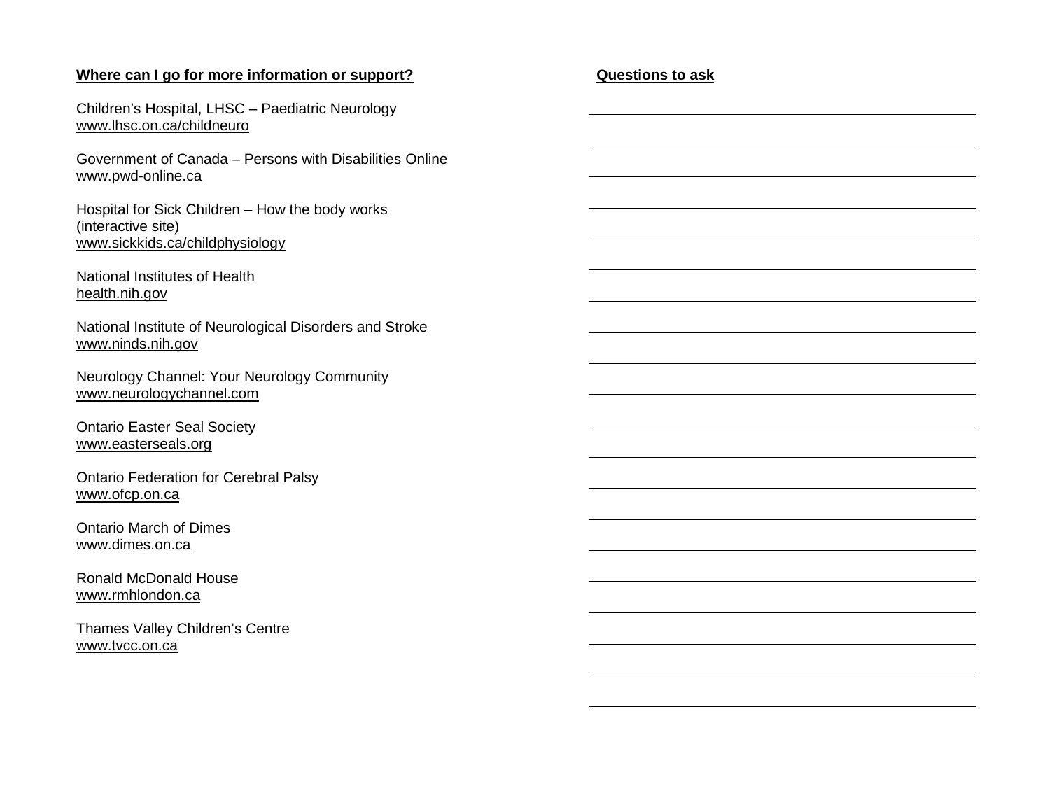**Where can I go for more information or support?**

Children's Hospital, LHSC – Paediatric Neurology
www.lhsc.on.ca/childneuro

Government of Canada – Persons with Disabilities Online
www.pwd-online.ca

Hospital for Sick Children – How the body works
(interactive site)
www.sickkids.ca/childphysiology

National Institutes of Health
health.nih.gov

National Institute of Neurological Disorders and Stroke
www.ninds.nih.gov

Neurology Channel: Your Neurology Community
www.neurologychannel.com

Ontario Easter Seal Society
www.easterseals.org

Ontario Federation for Cerebral Palsy
www.ofcp.on.ca

Ontario March of Dimes
www.dimes.on.ca

Ronald McDonald House
www.rmhlondon.ca

Thames Valley Children's Centre
www.tvcc.on.ca

**Questions to ask**

\_\_\_\_\_\_\_\_\_\_\_\_\_\_\_\_\_\_\_\_\_\_\_\_\_\_\_\_\_\_\_\_\_\_\_\_\_\_\_\_

\_\_\_\_\_\_\_\_\_\_\_\_\_\_\_\_\_\_\_\_\_\_\_\_\_\_\_\_\_\_\_\_\_\_\_\_\_\_\_\_

\_\_\_\_\_\_\_\_\_\_\_\_\_\_\_\_\_\_\_\_\_\_\_\_\_\_\_\_\_\_\_\_\_\_\_\_\_\_\_\_

\_\_\_\_\_\_\_\_\_\_\_\_\_\_\_\_\_\_\_\_\_\_\_\_\_\_\_\_\_\_\_\_\_\_\_\_\_\_\_\_

\_\_\_\_\_\_\_\_\_\_\_\_\_\_\_\_\_\_\_\_\_\_\_\_\_\_\_\_\_\_\_\_\_\_\_\_\_\_\_\_

\_\_\_\_\_\_\_\_\_\_\_\_\_\_\_\_\_\_\_\_\_\_\_\_\_\_\_\_\_\_\_\_\_\_\_\_\_\_\_\_

\_\_\_\_\_\_\_\_\_\_\_\_\_\_\_\_\_\_\_\_\_\_\_\_\_\_\_\_\_\_\_\_\_\_\_\_\_\_\_\_

\_\_\_\_\_\_\_\_\_\_\_\_\_\_\_\_\_\_\_\_\_\_\_\_\_\_\_\_\_\_\_\_\_\_\_\_\_\_\_\_

\_\_\_\_\_\_\_\_\_\_\_\_\_\_\_\_\_\_\_\_\_\_\_\_\_\_\_\_\_\_\_\_\_\_\_\_\_\_\_\_

\_\_\_\_\_\_\_\_\_\_\_\_\_\_\_\_\_\_\_\_\_\_\_\_\_\_\_\_\_\_\_\_\_\_\_\_\_\_\_\_

\_\_\_\_\_\_\_\_\_\_\_\_\_\_\_\_\_\_\_\_\_\_\_\_\_\_\_\_\_\_\_\_\_\_\_\_\_\_\_\_

\_\_\_\_\_\_\_\_\_\_\_\_\_\_\_\_\_\_\_\_\_\_\_\_\_\_\_\_\_\_\_\_\_\_\_\_\_\_\_\_

\_\_\_\_\_\_\_\_\_\_\_\_\_\_\_\_\_\_\_\_\_\_\_\_\_\_\_\_\_\_\_\_\_\_\_\_\_\_\_\_

\_\_\_\_\_\_\_\_\_\_\_\_\_\_\_\_\_\_\_\_\_\_\_\_\_\_\_\_\_\_\_\_\_\_\_\_\_\_\_\_

\_\_\_\_\_\_\_\_\_\_\_\_\_\_\_\_\_\_\_\_\_\_\_\_\_\_\_\_\_\_\_\_\_\_\_\_\_\_\_\_

\_\_\_\_\_\_\_\_\_\_\_\_\_\_\_\_\_\_\_\_\_\_\_\_\_\_\_\_\_\_\_\_\_\_\_\_\_\_\_\_

\_\_\_\_\_\_\_\_\_\_\_\_\_\_\_\_\_\_\_\_\_\_\_\_\_\_\_\_\_\_\_\_\_\_\_\_\_\_\_\_

\_\_\_\_\_\_\_\_\_\_\_\_\_\_\_\_\_\_\_\_\_\_\_\_\_\_\_\_\_\_\_\_\_\_\_\_\_\_\_\_

\_\_\_\_\_\_\_\_\_\_\_\_\_\_\_\_\_\_\_\_\_\_\_\_\_\_\_\_\_\_\_\_\_\_\_\_\_\_\_\_

\_\_\_\_\_\_\_\_\_\_\_\_\_\_\_\_\_\_\_\_\_\_\_\_\_\_\_\_\_\_\_\_\_\_\_\_\_\_\_\_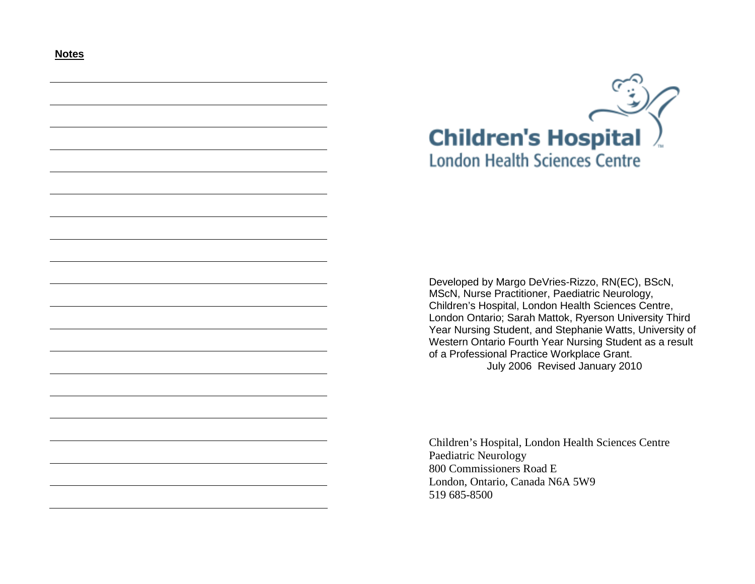**Notes**

Children's Hospital
London Health Sciences Centre

Developed by Margo DeVries-Rizzo, RN(EC), BScN, MScN, Nurse Practitioner, Paediatric Neurology, Children's Hospital, London Health Sciences Centre, London Ontario; Sarah Mattok, Ryerson University Third Year Nursing Student, and Stephanie Watts, University of Western Ontario Fourth Year Nursing Student as a result of a Professional Practice Workplace Grant.

July 2006 Revised January 2010

Children's Hospital, London Health Sciences Centre
Paediatric Neurology
800 Commissioners Road E
London, Ontario, Canada N6A 5W9
519 685-8500